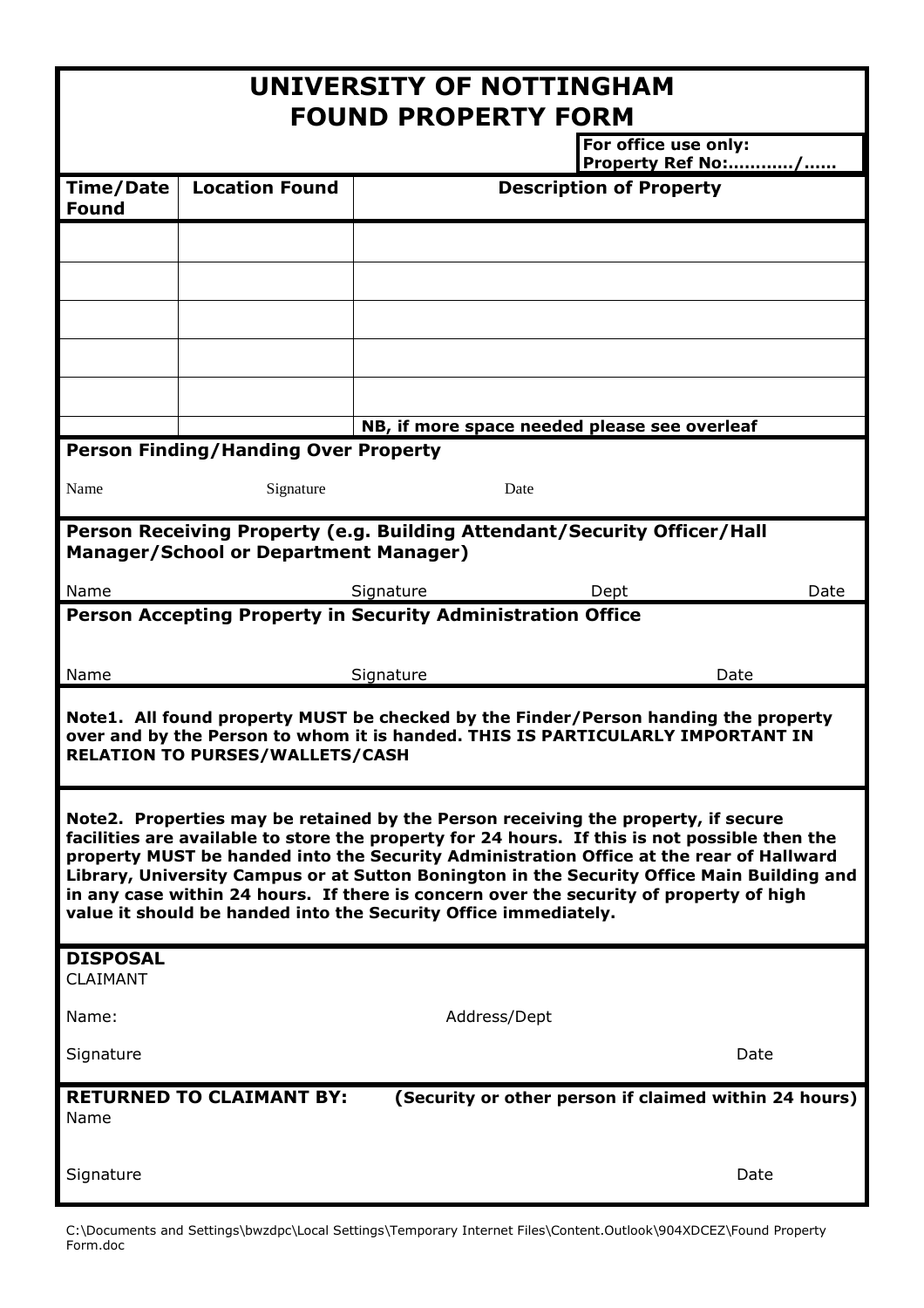# UNIVERSITY OF NOTTINGHAM
# FOUND PROPERTY FORM

**For office use only: Property Ref No:………../……**

| Time/Date Found | Location Found | Description of Property |
| --- | --- | --- |
| | | |
| | | |
| | | |
| | | |
| | | |
| | | **NB, if more space needed please see overleaf** |

**Person Finding/Handing Over Property**

Name Signature Date

**Person Receiving Property (e.g. Building Attendant/Security Officer/Hall Manager/School or Department Manager)**

Name Signature Dept Date

**Person Accepting Property in Security Administration Office**

Name Signature Date

**Note1. All found property MUST be checked by the Finder/Person handing the property over and by the Person to whom it is handed. THIS IS PARTICULARLY IMPORTANT IN RELATION TO PURSES/WALLETS/CASH**

**Note2. Properties may be retained by the Person receiving the property, if secure facilities are available to store the property for 24 hours. If this is not possible then the property MUST be handed into the Security Administration Office at the rear of Hallward Library, University Campus or at Sutton Bonington in the Security Office Main Building and in any case within 24 hours. If there is concern over the security of property of high value it should be handed into the Security Office immediately.**

**DISPOSAL**

CLAIMANT

Name: Address/Dept

Signature Date

**RETURNED TO CLAIMANT BY: (Security or other person if claimed within 24 hours)**

Name

Signature Date

C:\Documents and Settings\bwzdpc\Local Settings\Temporary Internet Files\Content.Outlook\904XDCEZ\Found Property Form.doc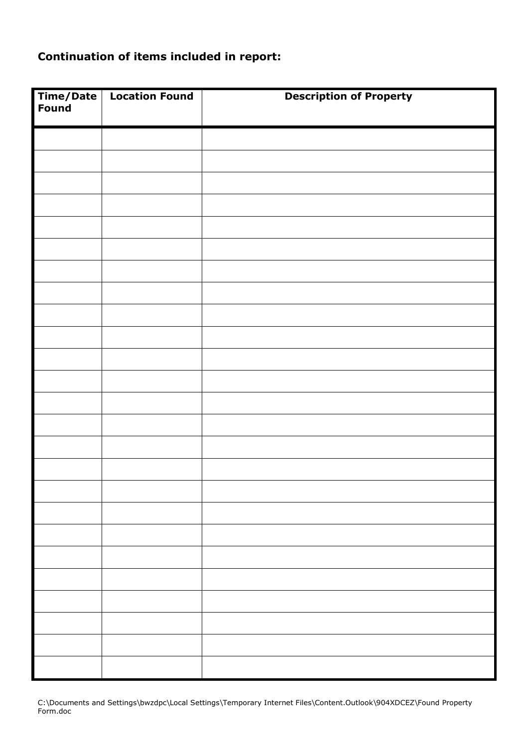**Continuation of items included in report:**

| Time/Date Found | Location Found | Description of Property |
|---|---|---|
| | | |
| | | |
| | | |
| | | |
| | | |
| | | |
| | | |
| | | |
| | | |
| | | |
| | | |
| | | |
| | | |
| | | |
| | | |
| | | |
| | | |
| | | |
| | | |
| | | |
| | | |
| | | |
| | | |
| | | |
| | | |